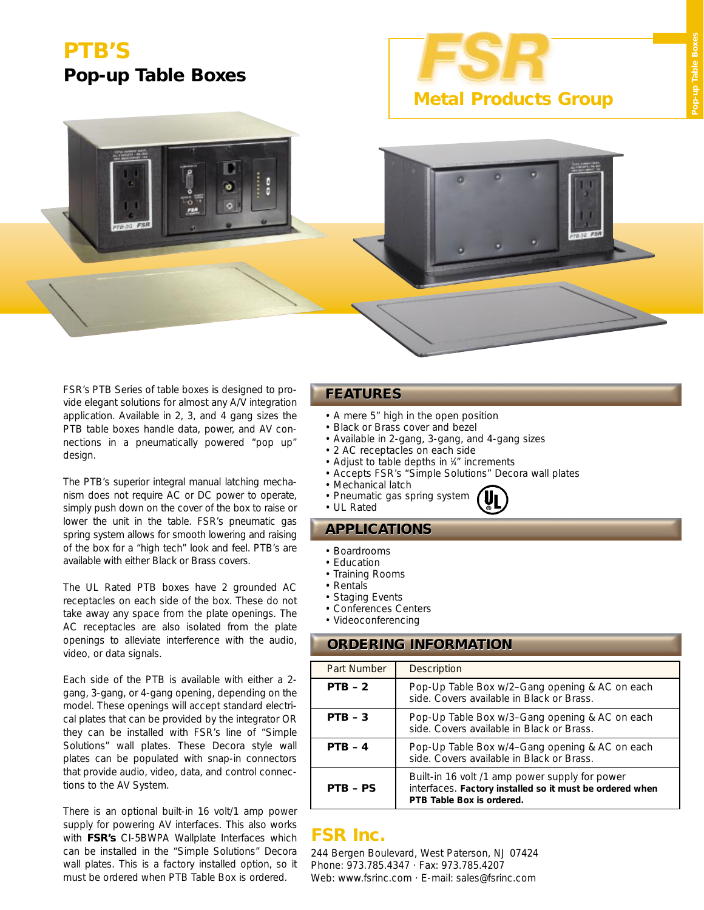# PTB'S

## Pop-up Table Boxes

FSR

Metal Products Group

FSR's PTB Series of table boxes is designed to provide elegant solutions for almost any A/V integration application. Available in 2, 3, and 4 gang sizes the PTB table boxes handle data, power, and AV connections in a pneumatically powered "pop up" design.

The PTB's superior integral manual latching mechanism does not require AC or DC power to operate, simply push down on the cover of the box to raise or lower the unit in the table. FSR's pneumatic gas spring system allows for smooth lowering and raising of the box for a "high tech" look and feel. PTB's are available with either Black or Brass covers.

The UL Rated PTB boxes have 2 grounded AC receptacles on each side of the box. These do not take away any space from the plate openings. The AC receptacles are also isolated from the plate openings to alleviate interference with the audio, video, or data signals.

Each side of the PTB is available with either a 2-gang, 3-gang, or 4-gang opening, depending on the model. These openings will accept standard electrical plates that can be provided by the integrator OR they can be installed with FSR's line of "Simple Solutions" wall plates. These Decora style wall plates can be populated with snap-in connectors that provide audio, video, data, and control connections to the AV System.

There is an optional built-in 16 volt/1 amp power supply for powering AV interfaces. This also works with **FSR's** CI-5BWPA Wallplate Interfaces which can be installed in the "Simple Solutions" Decora wall plates. This is a factory installed option, so it must be ordered when PTB Table Box is ordered.

## FEATURES

- A mere 5" high in the open position
- Black or Brass cover and bezel
- Available in 2-gang, 3-gang, and 4-gang sizes
- 2 AC receptacles on each side
- Adjust to table depths in ¼" increments
- Accepts FSR's "Simple Solutions" Decora wall plates
- Mechanical latch
- Pneumatic gas spring system
- UL Rated

## APPLICATIONS

- Boardrooms
- Education
- Training Rooms
- Rentals
- Staging Events
- Conferences Centers
- Videoconferencing

## ORDERING INFORMATION

| Part Number | Description |
|---|---|
| **PTB – 2** | Pop-Up Table Box w/2–Gang opening & AC on each side. Covers available in Black or Brass. |
| **PTB – 3** | Pop-Up Table Box w/3–Gang opening & AC on each side. Covers available in Black or Brass. |
| **PTB – 4** | Pop-Up Table Box w/4–Gang opening & AC on each side. Covers available in Black or Brass. |
| **PTB – PS** | Built-in 16 volt /1 amp power supply for power interfaces. **Factory installed so it must be ordered when PTB Table Box is ordered.** |

## FSR Inc.

244 Bergen Boulevard, West Paterson, NJ 07424
Phone: 973.785.4347 · Fax: 973.785.4207
Web: www.fsrinc.com · E-mail: sales@fsrinc.com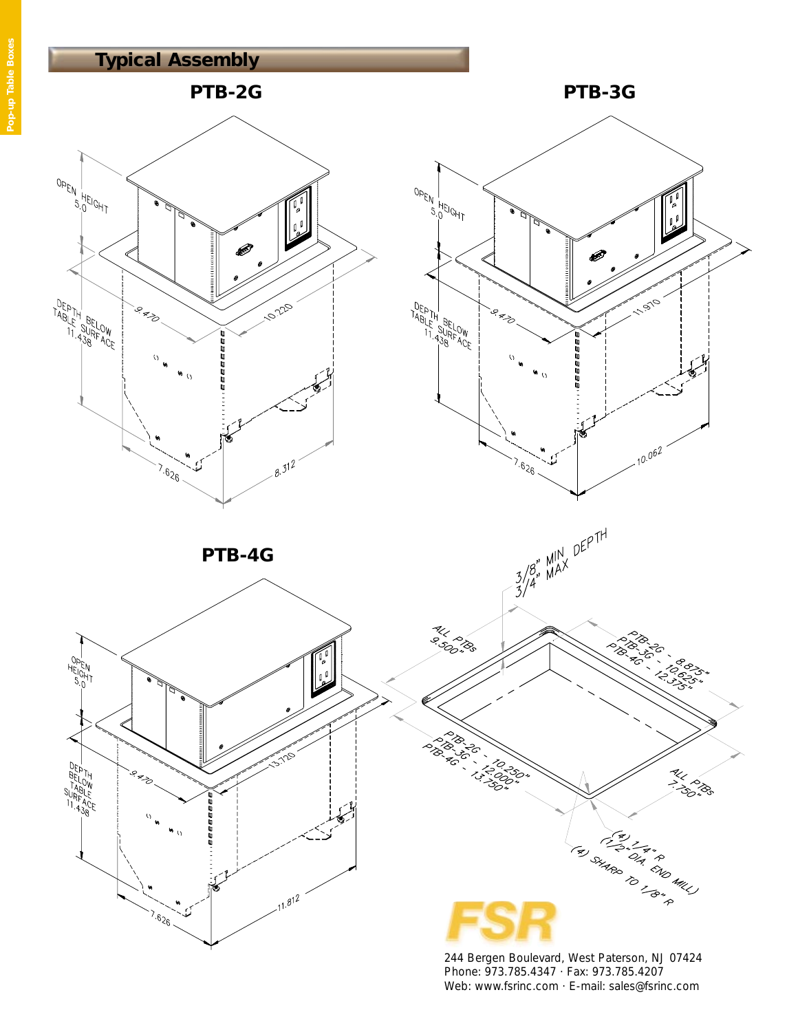## Typical Assembly

### PTB-2G

OPEN HEIGHT 5.0

DEPTH BELOW TABLE SURFACE 11.438

9.470

10.220

7.626

8.312

### PTB-3G

OPEN HEIGHT 5.0

DEPTH BELOW TABLE SURFACE 11.438

9.470

11.970

7.626

10.062

### PTB-4G

OPEN HEIGHT 5.0

DEPTH BELOW TABLE SURFACE 11.438

9.470

13.720

7.626

11.812

3/8" MIN DEPTH
3/4" MAX

ALL PTBs 9.500"

PTB-2G - 8.875"
PTB-3G - 10.625"
PTB-4G - 12.375"

PTB-2G - 10.250"
PTB-3G - 12.000"
PTB-4G - 13.750"

ALL PTBs 7.750"

(4) 1/4" R
(1/2" DIA. END MILL)

(4) SHARP TO 1/8" R

**FSR**

244 Bergen Boulevard, West Paterson, NJ 07424
Phone: 973.785.4347 · Fax: 973.785.4207
Web: www.fsrinc.com · E-mail: sales@fsrinc.com